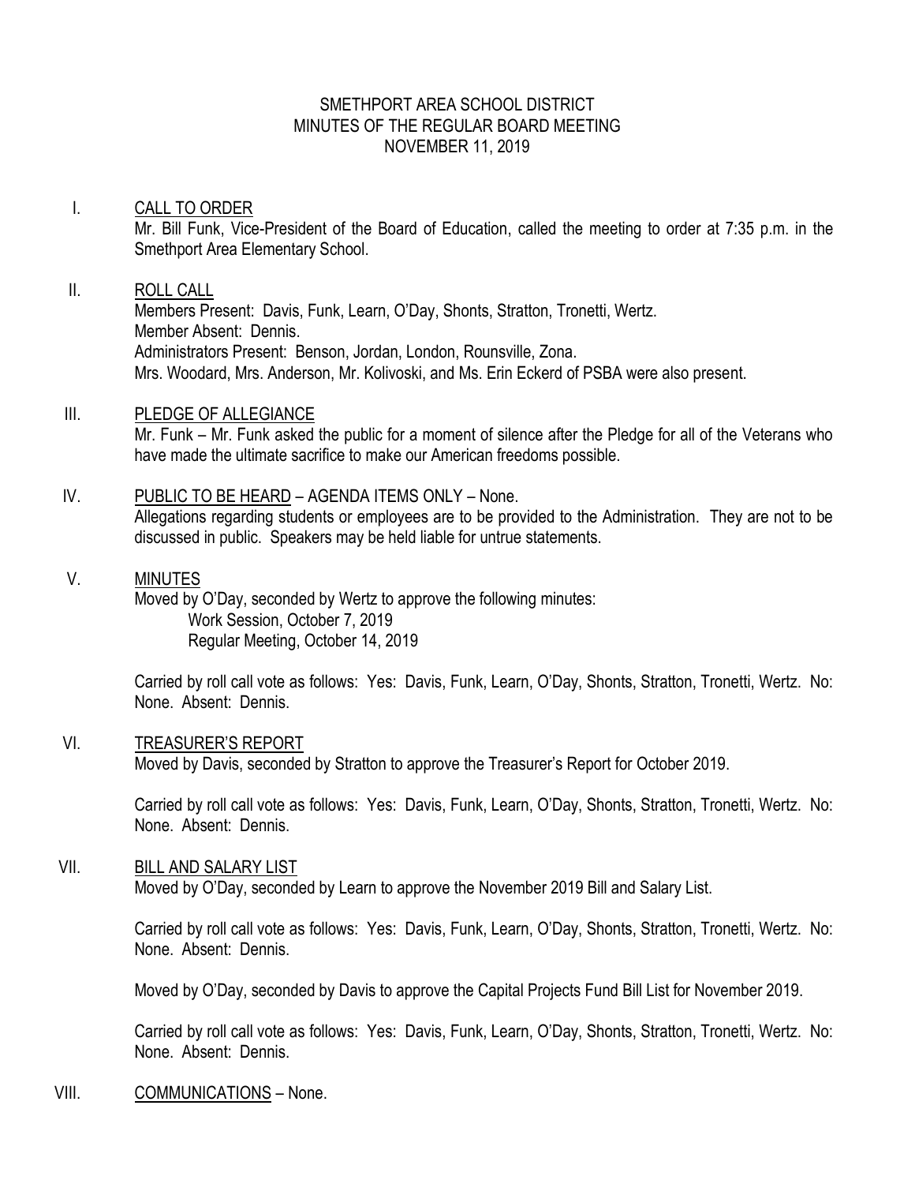SMETHPORT AREA SCHOOL DISTRICT
MINUTES OF THE REGULAR BOARD MEETING
NOVEMBER 11, 2019

I. <u>CALL TO ORDER</u>

Mr. Bill Funk, Vice-President of the Board of Education, called the meeting to order at 7:35 p.m. in the Smethport Area Elementary School.

II. <u>ROLL CALL</u>

Members Present: Davis, Funk, Learn, O'Day, Shonts, Stratton, Tronetti, Wertz.
Member Absent: Dennis.
Administrators Present: Benson, Jordan, London, Rounsville, Zona.
Mrs. Woodard, Mrs. Anderson, Mr. Kolivoski, and Ms. Erin Eckerd of PSBA were also present.

III. <u>PLEDGE OF ALLEGIANCE</u>

Mr. Funk – Mr. Funk asked the public for a moment of silence after the Pledge for all of the Veterans who have made the ultimate sacrifice to make our American freedoms possible.

IV. <u>PUBLIC TO BE HEARD</u> – AGENDA ITEMS ONLY – None.

Allegations regarding students or employees are to be provided to the Administration. They are not to be discussed in public. Speakers may be held liable for untrue statements.

V. <u>MINUTES</u>

Moved by O'Day, seconded by Wertz to approve the following minutes:
Work Session, October 7, 2019
Regular Meeting, October 14, 2019

Carried by roll call vote as follows: Yes: Davis, Funk, Learn, O'Day, Shonts, Stratton, Tronetti, Wertz. No: None. Absent: Dennis.

VI. <u>TREASURER'S REPORT</u>

Moved by Davis, seconded by Stratton to approve the Treasurer's Report for October 2019.

Carried by roll call vote as follows: Yes: Davis, Funk, Learn, O'Day, Shonts, Stratton, Tronetti, Wertz. No: None. Absent: Dennis.

VII. <u>BILL AND SALARY LIST</u>

Moved by O'Day, seconded by Learn to approve the November 2019 Bill and Salary List.

Carried by roll call vote as follows: Yes: Davis, Funk, Learn, O'Day, Shonts, Stratton, Tronetti, Wertz. No: None. Absent: Dennis.

Moved by O'Day, seconded by Davis to approve the Capital Projects Fund Bill List for November 2019.

Carried by roll call vote as follows: Yes: Davis, Funk, Learn, O'Day, Shonts, Stratton, Tronetti, Wertz. No: None. Absent: Dennis.

VIII. <u>COMMUNICATIONS</u> – None.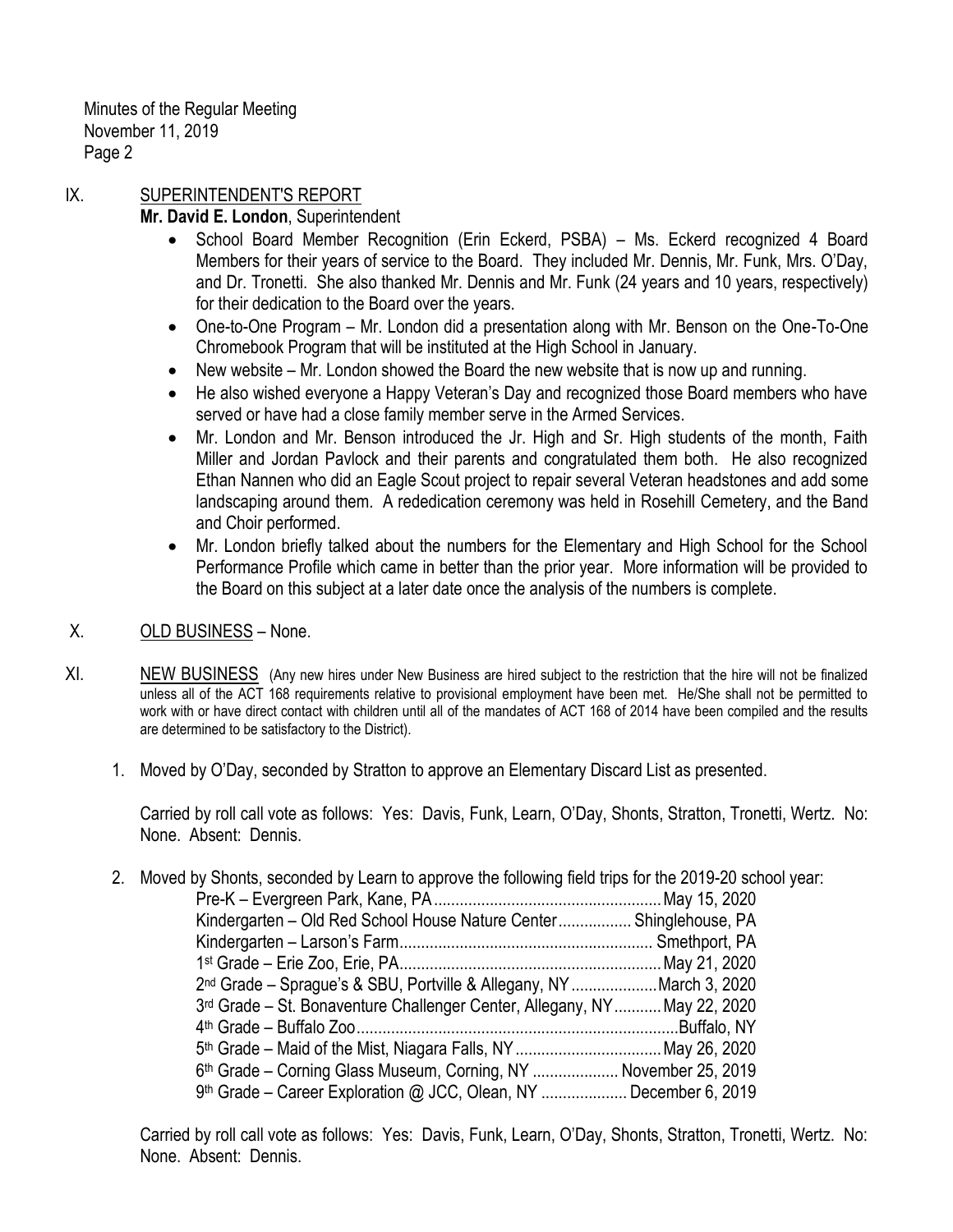## IX. SUPERINTENDENT'S REPORT

**Mr. David E. London**, Superintendent

- School Board Member Recognition (Erin Eckerd, PSBA) – Ms. Eckerd recognized 4 Board Members for their years of service to the Board. They included Mr. Dennis, Mr. Funk, Mrs. O'Day, and Dr. Tronetti. She also thanked Mr. Dennis and Mr. Funk (24 years and 10 years, respectively) for their dedication to the Board over the years.
- One-to-One Program – Mr. London did a presentation along with Mr. Benson on the One-To-One Chromebook Program that will be instituted at the High School in January.
- New website – Mr. London showed the Board the new website that is now up and running.
- He also wished everyone a Happy Veteran's Day and recognized those Board members who have served or have had a close family member serve in the Armed Services.
- Mr. London and Mr. Benson introduced the Jr. High and Sr. High students of the month, Faith Miller and Jordan Pavlock and their parents and congratulated them both. He also recognized Ethan Nannen who did an Eagle Scout project to repair several Veteran headstones and add some landscaping around them. A rededication ceremony was held in Rosehill Cemetery, and the Band and Choir performed.
- Mr. London briefly talked about the numbers for the Elementary and High School for the School Performance Profile which came in better than the prior year. More information will be provided to the Board on this subject at a later date once the analysis of the numbers is complete.

## X. OLD BUSINESS – None.

## XI. NEW BUSINESS

(Any new hires under New Business are hired subject to the restriction that the hire will not be finalized unless all of the ACT 168 requirements relative to provisional employment have been met. He/She shall not be permitted to work with or have direct contact with children until all of the mandates of ACT 168 of 2014 have been compiled and the results are determined to be satisfactory to the District).

1. Moved by O'Day, seconded by Stratton to approve an Elementary Discard List as presented.

   Carried by roll call vote as follows: Yes: Davis, Funk, Learn, O'Day, Shonts, Stratton, Tronetti, Wertz. No: None. Absent: Dennis.

2. Moved by Shonts, seconded by Learn to approve the following field trips for the 2019-20 school year:

   Pre-K – Evergreen Park, Kane, PA .................................................... May 15, 2020
   Kindergarten – Old Red School House Nature Center ................ Shinglehouse, PA
   Kindergarten – Larson's Farm .......................................................... Smethport, PA
   1st Grade – Erie Zoo, Erie, PA ............................................................ May 21, 2020
   2nd Grade – Sprague's & SBU, Portville & Allegany, NY .................... March 3, 2020
   3rd Grade – St. Bonaventure Challenger Center, Allegany, NY ........... May 22, 2020
   4th Grade – Buffalo Zoo .......................................................................... Buffalo, NY
   5th Grade – Maid of the Mist, Niagara Falls, NY .................................. May 26, 2020
   6th Grade – Corning Glass Museum, Corning, NY .................... November 25, 2019
   9th Grade – Career Exploration @ JCC, Olean, NY .................... December 6, 2019

   Carried by roll call vote as follows: Yes: Davis, Funk, Learn, O'Day, Shonts, Stratton, Tronetti, Wertz. No: None. Absent: Dennis.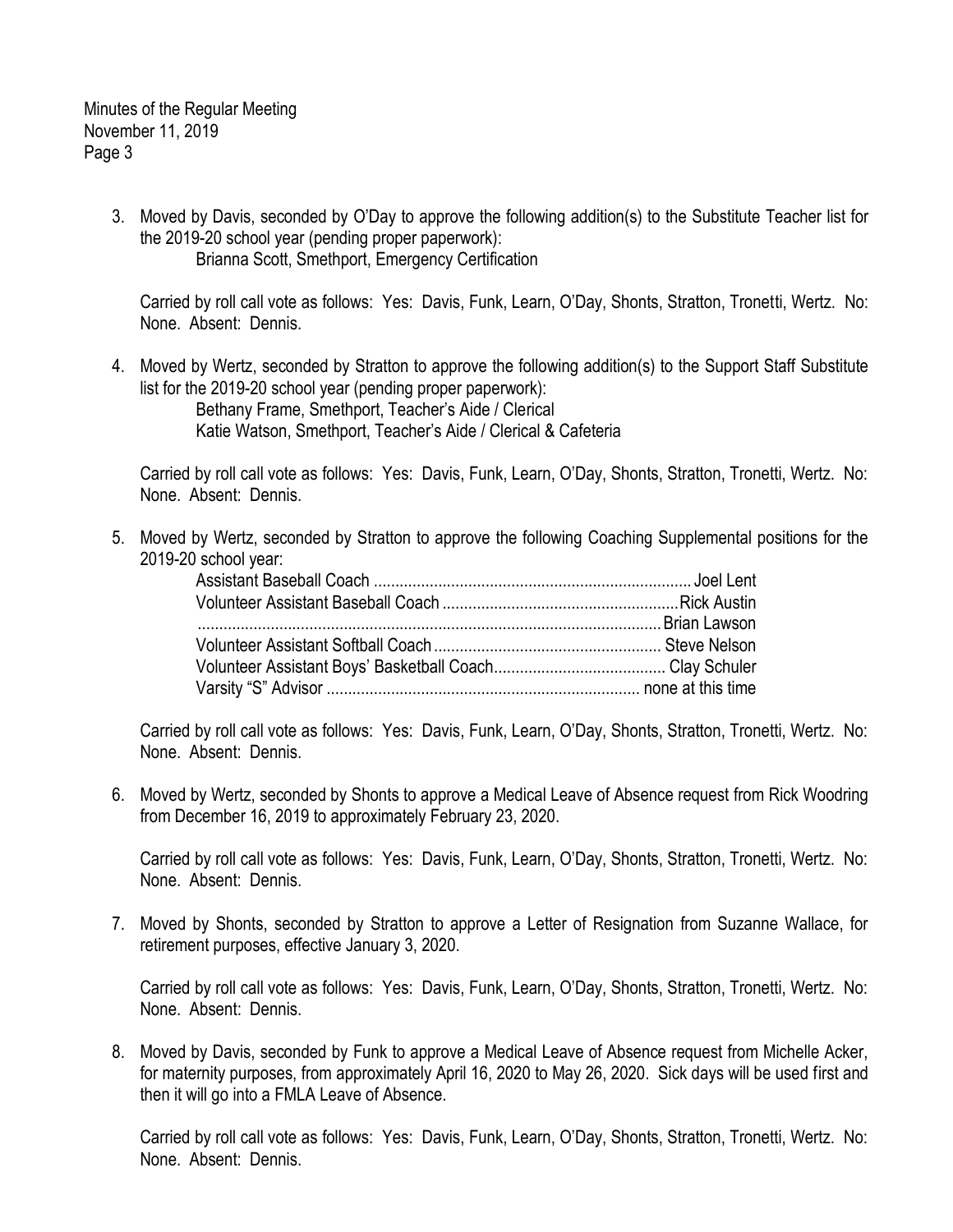3. Moved by Davis, seconded by O'Day to approve the following addition(s) to the Substitute Teacher list for the 2019-20 school year (pending proper paperwork):

   Brianna Scott, Smethport, Emergency Certification

   Carried by roll call vote as follows: Yes: Davis, Funk, Learn, O'Day, Shonts, Stratton, Tronetti, Wertz. No: None. Absent: Dennis.

4. Moved by Wertz, seconded by Stratton to approve the following addition(s) to the Support Staff Substitute list for the 2019-20 school year (pending proper paperwork):

   Bethany Frame, Smethport, Teacher's Aide / Clerical
   Katie Watson, Smethport, Teacher's Aide / Clerical & Cafeteria

   Carried by roll call vote as follows: Yes: Davis, Funk, Learn, O'Day, Shonts, Stratton, Tronetti, Wertz. No: None. Absent: Dennis.

5. Moved by Wertz, seconded by Stratton to approve the following Coaching Supplemental positions for the 2019-20 school year:

   Assistant Baseball Coach .......................................................................... Joel Lent
   Volunteer Assistant Baseball Coach ....................................................... Rick Austin
   ............................................................................................................ Brian Lawson
   Volunteer Assistant Softball Coach ...................................................... Steve Nelson
   Volunteer Assistant Boys' Basketball Coach....................................... Clay Schuler
   Varsity "S" Advisor ........................................................................ none at this time

   Carried by roll call vote as follows: Yes: Davis, Funk, Learn, O'Day, Shonts, Stratton, Tronetti, Wertz. No: None. Absent: Dennis.

6. Moved by Wertz, seconded by Shonts to approve a Medical Leave of Absence request from Rick Woodring from December 16, 2019 to approximately February 23, 2020.

   Carried by roll call vote as follows: Yes: Davis, Funk, Learn, O'Day, Shonts, Stratton, Tronetti, Wertz. No: None. Absent: Dennis.

7. Moved by Shonts, seconded by Stratton to approve a Letter of Resignation from Suzanne Wallace, for retirement purposes, effective January 3, 2020.

   Carried by roll call vote as follows: Yes: Davis, Funk, Learn, O'Day, Shonts, Stratton, Tronetti, Wertz. No: None. Absent: Dennis.

8. Moved by Davis, seconded by Funk to approve a Medical Leave of Absence request from Michelle Acker, for maternity purposes, from approximately April 16, 2020 to May 26, 2020. Sick days will be used first and then it will go into a FMLA Leave of Absence.

   Carried by roll call vote as follows: Yes: Davis, Funk, Learn, O'Day, Shonts, Stratton, Tronetti, Wertz. No: None. Absent: Dennis.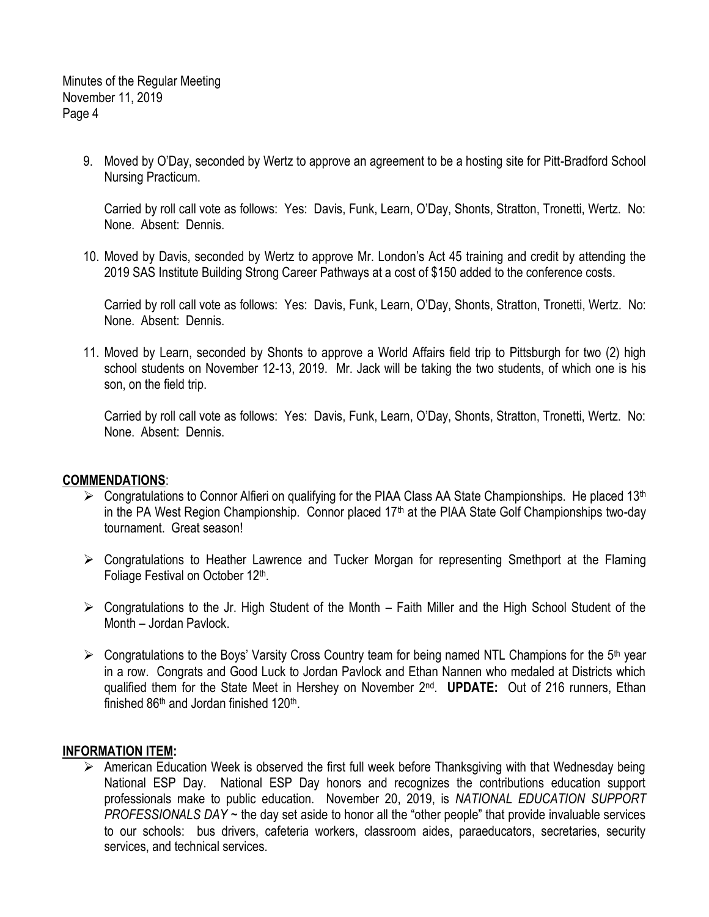9. Moved by O'Day, seconded by Wertz to approve an agreement to be a hosting site for Pitt-Bradford School Nursing Practicum.

   Carried by roll call vote as follows: Yes: Davis, Funk, Learn, O'Day, Shonts, Stratton, Tronetti, Wertz. No: None. Absent: Dennis.

10. Moved by Davis, seconded by Wertz to approve Mr. London's Act 45 training and credit by attending the 2019 SAS Institute Building Strong Career Pathways at a cost of $150 added to the conference costs.

    Carried by roll call vote as follows: Yes: Davis, Funk, Learn, O'Day, Shonts, Stratton, Tronetti, Wertz. No: None. Absent: Dennis.

11. Moved by Learn, seconded by Shonts to approve a World Affairs field trip to Pittsburgh for two (2) high school students on November 12-13, 2019. Mr. Jack will be taking the two students, of which one is his son, on the field trip.

    Carried by roll call vote as follows: Yes: Davis, Funk, Learn, O'Day, Shonts, Stratton, Tronetti, Wertz. No: None. Absent: Dennis.

## COMMENDATIONS:

- Congratulations to Connor Alfieri on qualifying for the PIAA Class AA State Championships. He placed 13th in the PA West Region Championship. Connor placed 17th at the PIAA State Golf Championships two-day tournament. Great season!

- Congratulations to Heather Lawrence and Tucker Morgan for representing Smethport at the Flaming Foliage Festival on October 12th.

- Congratulations to the Jr. High Student of the Month – Faith Miller and the High School Student of the Month – Jordan Pavlock.

- Congratulations to the Boys' Varsity Cross Country team for being named NTL Champions for the 5th year in a row. Congrats and Good Luck to Jordan Pavlock and Ethan Nannen who medaled at Districts which qualified them for the State Meet in Hershey on November 2nd. **UPDATE:** Out of 216 runners, Ethan finished 86th and Jordan finished 120th.

## INFORMATION ITEM:

- American Education Week is observed the first full week before Thanksgiving with that Wednesday being National ESP Day. National ESP Day honors and recognizes the contributions education support professionals make to public education. November 20, 2019, is *NATIONAL EDUCATION SUPPORT PROFESSIONALS DAY* ~ the day set aside to honor all the "other people" that provide invaluable services to our schools: bus drivers, cafeteria workers, classroom aides, paraeducators, secretaries, security services, and technical services.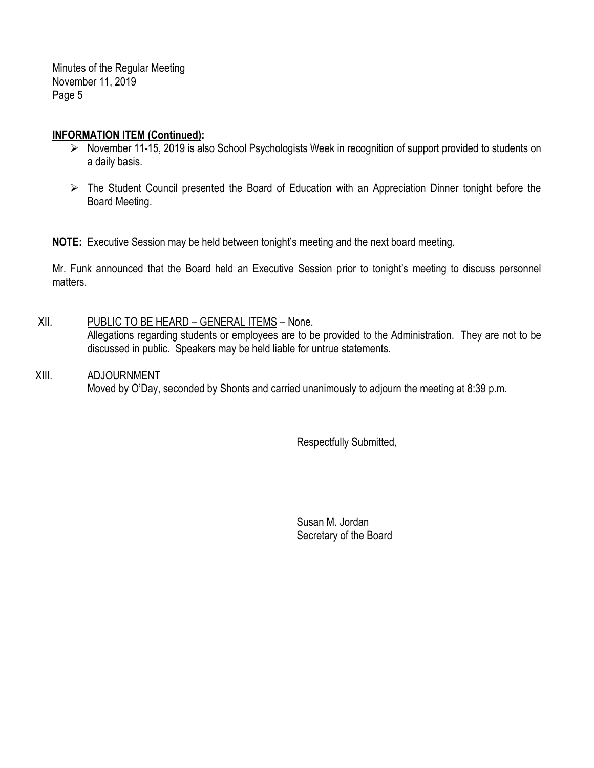**INFORMATION ITEM (Continued):**

- November 11-15, 2019 is also School Psychologists Week in recognition of support provided to students on a daily basis.
- The Student Council presented the Board of Education with an Appreciation Dinner tonight before the Board Meeting.

**NOTE:** Executive Session may be held between tonight's meeting and the next board meeting.

Mr. Funk announced that the Board held an Executive Session prior to tonight's meeting to discuss personnel matters.

XII. PUBLIC TO BE HEARD – GENERAL ITEMS – None.
Allegations regarding students or employees are to be provided to the Administration. They are not to be discussed in public. Speakers may be held liable for untrue statements.

XIII. ADJOURNMENT
Moved by O'Day, seconded by Shonts and carried unanimously to adjourn the meeting at 8:39 p.m.

Respectfully Submitted,

Susan M. Jordan
Secretary of the Board